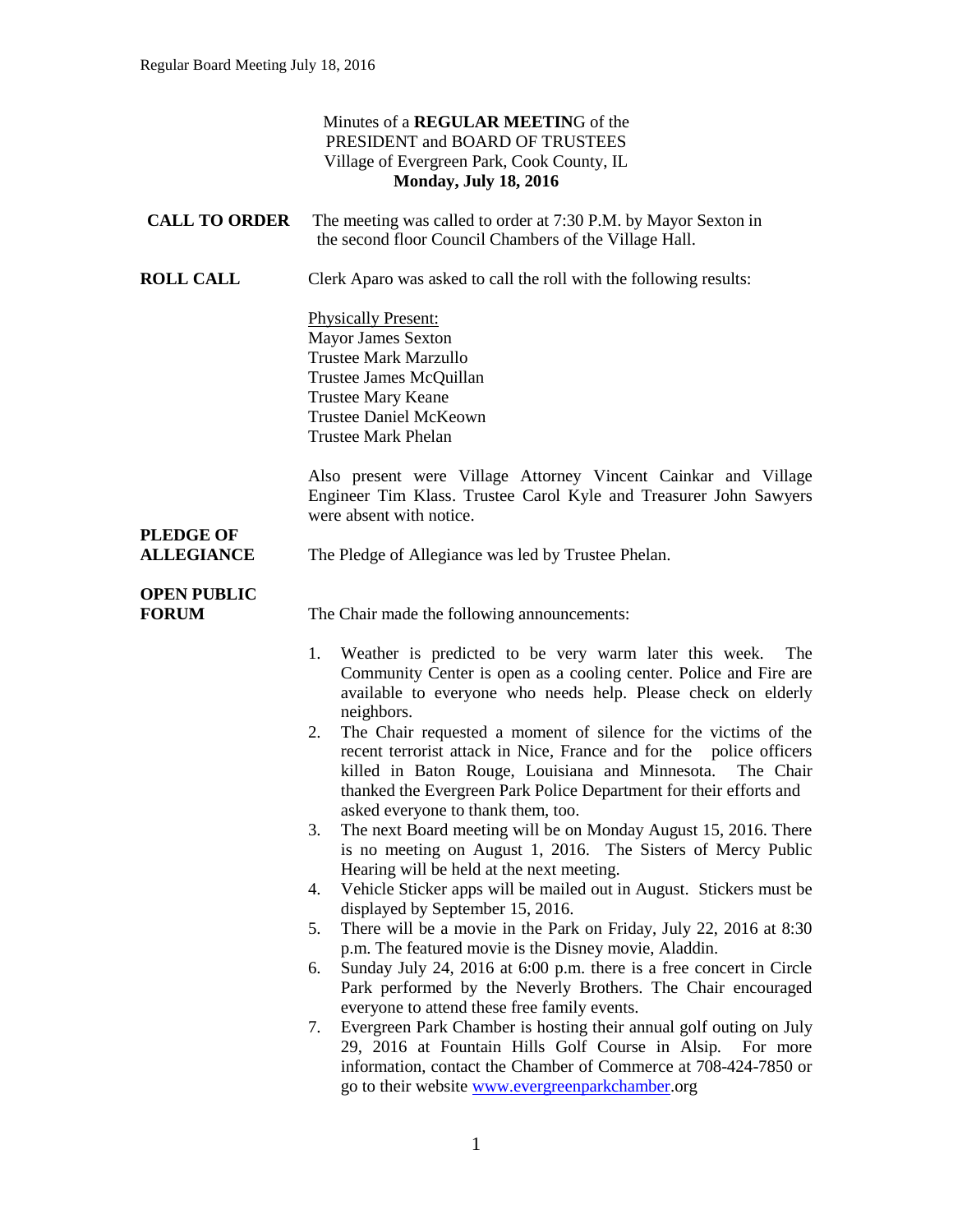Minutes of a **REGULAR MEETING** of the
PRESIDENT and BOARD OF TRUSTEES
Village of Evergreen Park, Cook County, IL
**Monday, July 18, 2016**

**CALL TO ORDER** The meeting was called to order at 7:30 P.M. by Mayor Sexton in the second floor Council Chambers of the Village Hall.

**ROLL CALL** Clerk Aparo was asked to call the roll with the following results:

Physically Present:
Mayor James Sexton
Trustee Mark Marzullo
Trustee James McQuillan
Trustee Mary Keane
Trustee Daniel McKeown
Trustee Mark Phelan

Also present were Village Attorney Vincent Cainkar and Village Engineer Tim Klass. Trustee Carol Kyle and Treasurer John Sawyers were absent with notice.

**PLEDGE OF ALLEGIANCE** The Pledge of Allegiance was led by Trustee Phelan.

**OPEN PUBLIC FORUM** The Chair made the following announcements:

1. Weather is predicted to be very warm later this week. The Community Center is open as a cooling center. Police and Fire are available to everyone who needs help. Please check on elderly neighbors.
2. The Chair requested a moment of silence for the victims of the recent terrorist attack in Nice, France and for the police officers killed in Baton Rouge, Louisiana and Minnesota. The Chair thanked the Evergreen Park Police Department for their efforts and asked everyone to thank them, too.
3. The next Board meeting will be on Monday August 15, 2016. There is no meeting on August 1, 2016. The Sisters of Mercy Public Hearing will be held at the next meeting.
4. Vehicle Sticker apps will be mailed out in August. Stickers must be displayed by September 15, 2016.
5. There will be a movie in the Park on Friday, July 22, 2016 at 8:30 p.m. The featured movie is the Disney movie, Aladdin.
6. Sunday July 24, 2016 at 6:00 p.m. there is a free concert in Circle Park performed by the Neverly Brothers. The Chair encouraged everyone to attend these free family events.
7. Evergreen Park Chamber is hosting their annual golf outing on July 29, 2016 at Fountain Hills Golf Course in Alsip. For more information, contact the Chamber of Commerce at 708-424-7850 or go to their website www.evergreenparkchamber.org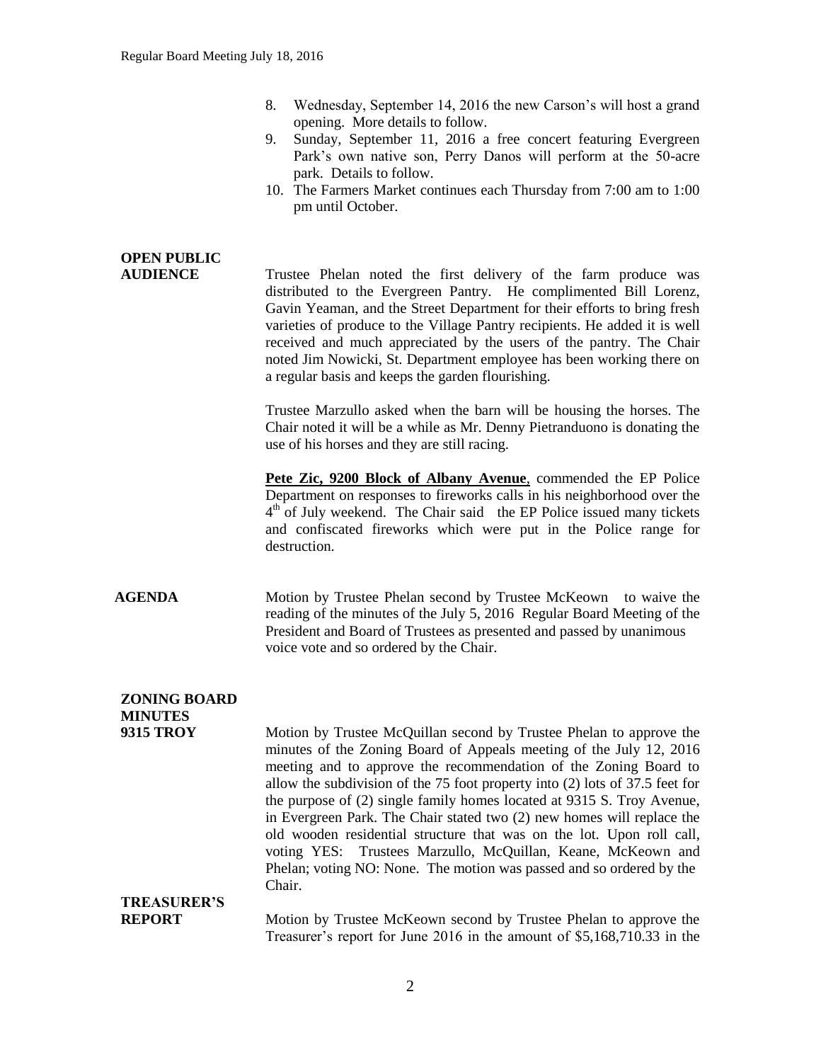8. Wednesday, September 14, 2016 the new Carson's will host a grand opening. More details to follow.
9. Sunday, September 11, 2016 a free concert featuring Evergreen Park's own native son, Perry Danos will perform at the 50-acre park. Details to follow.
10. The Farmers Market continues each Thursday from 7:00 am to 1:00 pm until October.

**OPEN PUBLIC AUDIENCE**

Trustee Phelan noted the first delivery of the farm produce was distributed to the Evergreen Pantry. He complimented Bill Lorenz, Gavin Yeaman, and the Street Department for their efforts to bring fresh varieties of produce to the Village Pantry recipients. He added it is well received and much appreciated by the users of the pantry. The Chair noted Jim Nowicki, St. Department employee has been working there on a regular basis and keeps the garden flourishing.

Trustee Marzullo asked when the barn will be housing the horses. The Chair noted it will be a while as Mr. Denny Pietranduono is donating the use of his horses and they are still racing.

**Pete Zic, 9200 Block of Albany Avenue**, commended the EP Police Department on responses to fireworks calls in his neighborhood over the 4th of July weekend. The Chair said the EP Police issued many tickets and confiscated fireworks which were put in the Police range for destruction.

**AGENDA**

Motion by Trustee Phelan second by Trustee McKeown to waive the reading of the minutes of the July 5, 2016 Regular Board Meeting of the President and Board of Trustees as presented and passed by unanimous voice vote and so ordered by the Chair.

**ZONING BOARD MINUTES**
**9315 TROY**

Motion by Trustee McQuillan second by Trustee Phelan to approve the minutes of the Zoning Board of Appeals meeting of the July 12, 2016 meeting and to approve the recommendation of the Zoning Board to allow the subdivision of the 75 foot property into (2) lots of 37.5 feet for the purpose of (2) single family homes located at 9315 S. Troy Avenue, in Evergreen Park. The Chair stated two (2) new homes will replace the old wooden residential structure that was on the lot. Upon roll call, voting YES: Trustees Marzullo, McQuillan, Keane, McKeown and Phelan; voting NO: None. The motion was passed and so ordered by the Chair.

**TREASURER'S REPORT**

Motion by Trustee McKeown second by Trustee Phelan to approve the Treasurer's report for June 2016 in the amount of $5,168,710.33 in the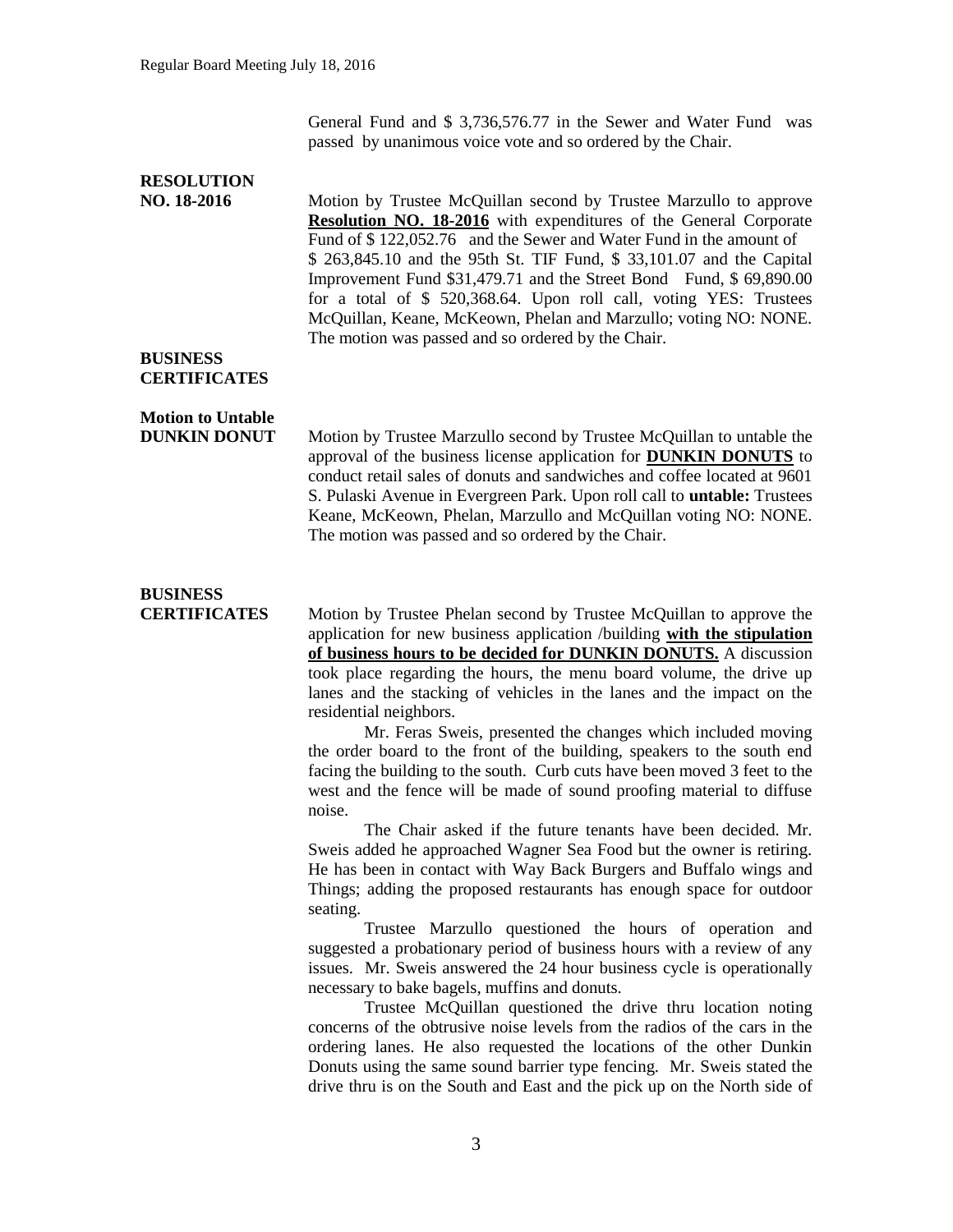General Fund and $ 3,736,576.77 in the Sewer and Water Fund was passed by unanimous voice vote and so ordered by the Chair.

**RESOLUTION NO. 18-2016**

Motion by Trustee McQuillan second by Trustee Marzullo to approve **Resolution NO. 18-2016** with expenditures of the General Corporate Fund of $ 122,052.76 and the Sewer and Water Fund in the amount of $ 263,845.10 and the 95th St. TIF Fund, $ 33,101.07 and the Capital Improvement Fund $31,479.71 and the Street Bond Fund, $ 69,890.00 for a total of $ 520,368.64. Upon roll call, voting YES: Trustees McQuillan, Keane, McKeown, Phelan and Marzullo; voting NO: NONE. The motion was passed and so ordered by the Chair.

**BUSINESS CERTIFICATES**

**Motion to Untable DUNKIN DONUT**

Motion by Trustee Marzullo second by Trustee McQuillan to untable the approval of the business license application for **DUNKIN DONUTS** to conduct retail sales of donuts and sandwiches and coffee located at 9601 S. Pulaski Avenue in Evergreen Park. Upon roll call to **untable:** Trustees Keane, McKeown, Phelan, Marzullo and McQuillan voting NO: NONE. The motion was passed and so ordered by the Chair.

**BUSINESS CERTIFICATES**

Motion by Trustee Phelan second by Trustee McQuillan to approve the application for new business application /building **with the stipulation of business hours to be decided for DUNKIN DONUTS.** A discussion took place regarding the hours, the menu board volume, the drive up lanes and the stacking of vehicles in the lanes and the impact on the residential neighbors.

Mr. Feras Sweis, presented the changes which included moving the order board to the front of the building, speakers to the south end facing the building to the south. Curb cuts have been moved 3 feet to the west and the fence will be made of sound proofing material to diffuse noise.

The Chair asked if the future tenants have been decided. Mr. Sweis added he approached Wagner Sea Food but the owner is retiring. He has been in contact with Way Back Burgers and Buffalo wings and Things; adding the proposed restaurants has enough space for outdoor seating.

Trustee Marzullo questioned the hours of operation and suggested a probationary period of business hours with a review of any issues. Mr. Sweis answered the 24 hour business cycle is operationally necessary to bake bagels, muffins and donuts.

Trustee McQuillan questioned the drive thru location noting concerns of the obtrusive noise levels from the radios of the cars in the ordering lanes. He also requested the locations of the other Dunkin Donuts using the same sound barrier type fencing. Mr. Sweis stated the drive thru is on the South and East and the pick up on the North side of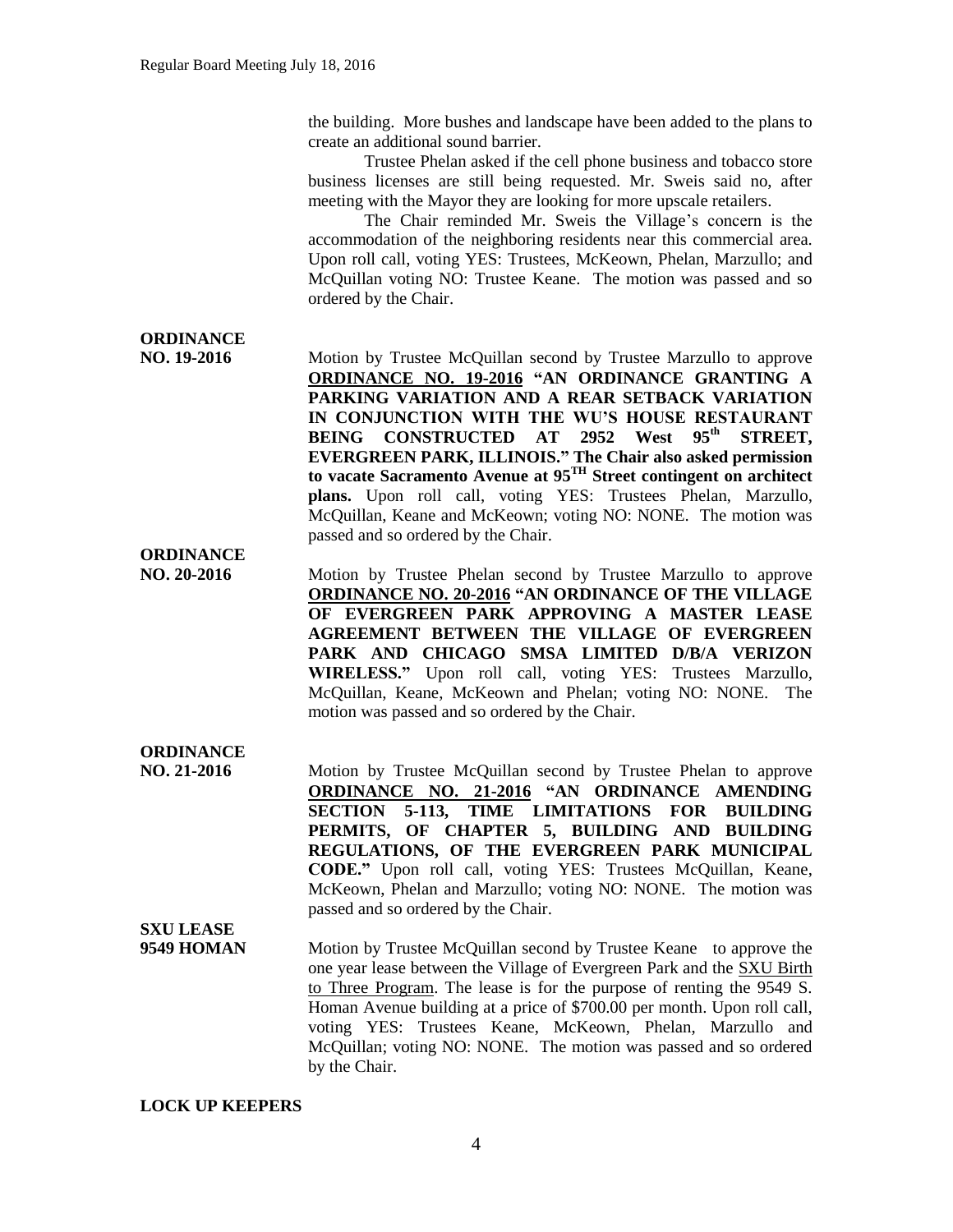the building. More bushes and landscape have been added to the plans to create an additional sound barrier.

Trustee Phelan asked if the cell phone business and tobacco store business licenses are still being requested. Mr. Sweis said no, after meeting with the Mayor they are looking for more upscale retailers.

The Chair reminded Mr. Sweis the Village's concern is the accommodation of the neighboring residents near this commercial area. Upon roll call, voting YES: Trustees, McKeown, Phelan, Marzullo; and McQuillan voting NO: Trustee Keane. The motion was passed and so ordered by the Chair.

**ORDINANCE NO. 19-2016**

Motion by Trustee McQuillan second by Trustee Marzullo to approve **ORDINANCE NO. 19-2016 "AN ORDINANCE GRANTING A PARKING VARIATION AND A REAR SETBACK VARIATION IN CONJUNCTION WITH THE WU'S HOUSE RESTAURANT BEING CONSTRUCTED AT 2952 West 95th STREET, EVERGREEN PARK, ILLINOIS." The Chair also asked permission to vacate Sacramento Avenue at 95TH Street contingent on architect plans.** Upon roll call, voting YES: Trustees Phelan, Marzullo, McQuillan, Keane and McKeown; voting NO: NONE. The motion was passed and so ordered by the Chair.

**ORDINANCE NO. 20-2016**

Motion by Trustee Phelan second by Trustee Marzullo to approve **ORDINANCE NO. 20-2016 "AN ORDINANCE OF THE VILLAGE OF EVERGREEN PARK APPROVING A MASTER LEASE AGREEMENT BETWEEN THE VILLAGE OF EVERGREEN PARK AND CHICAGO SMSA LIMITED D/B/A VERIZON WIRELESS."** Upon roll call, voting YES: Trustees Marzullo, McQuillan, Keane, McKeown and Phelan; voting NO: NONE. The motion was passed and so ordered by the Chair.

**ORDINANCE NO. 21-2016**

Motion by Trustee McQuillan second by Trustee Phelan to approve **ORDINANCE NO. 21-2016 "AN ORDINANCE AMENDING SECTION 5-113, TIME LIMITATIONS FOR BUILDING PERMITS, OF CHAPTER 5, BUILDING AND BUILDING REGULATIONS, OF THE EVERGREEN PARK MUNICIPAL CODE."** Upon roll call, voting YES: Trustees McQuillan, Keane, McKeown, Phelan and Marzullo; voting NO: NONE. The motion was passed and so ordered by the Chair.

**SXU LEASE 9549 HOMAN**

Motion by Trustee McQuillan second by Trustee Keane to approve the one year lease between the Village of Evergreen Park and the SXU Birth to Three Program. The lease is for the purpose of renting the 9549 S. Homan Avenue building at a price of $700.00 per month. Upon roll call, voting YES: Trustees Keane, McKeown, Phelan, Marzullo and McQuillan; voting NO: NONE. The motion was passed and so ordered by the Chair.

**LOCK UP KEEPERS**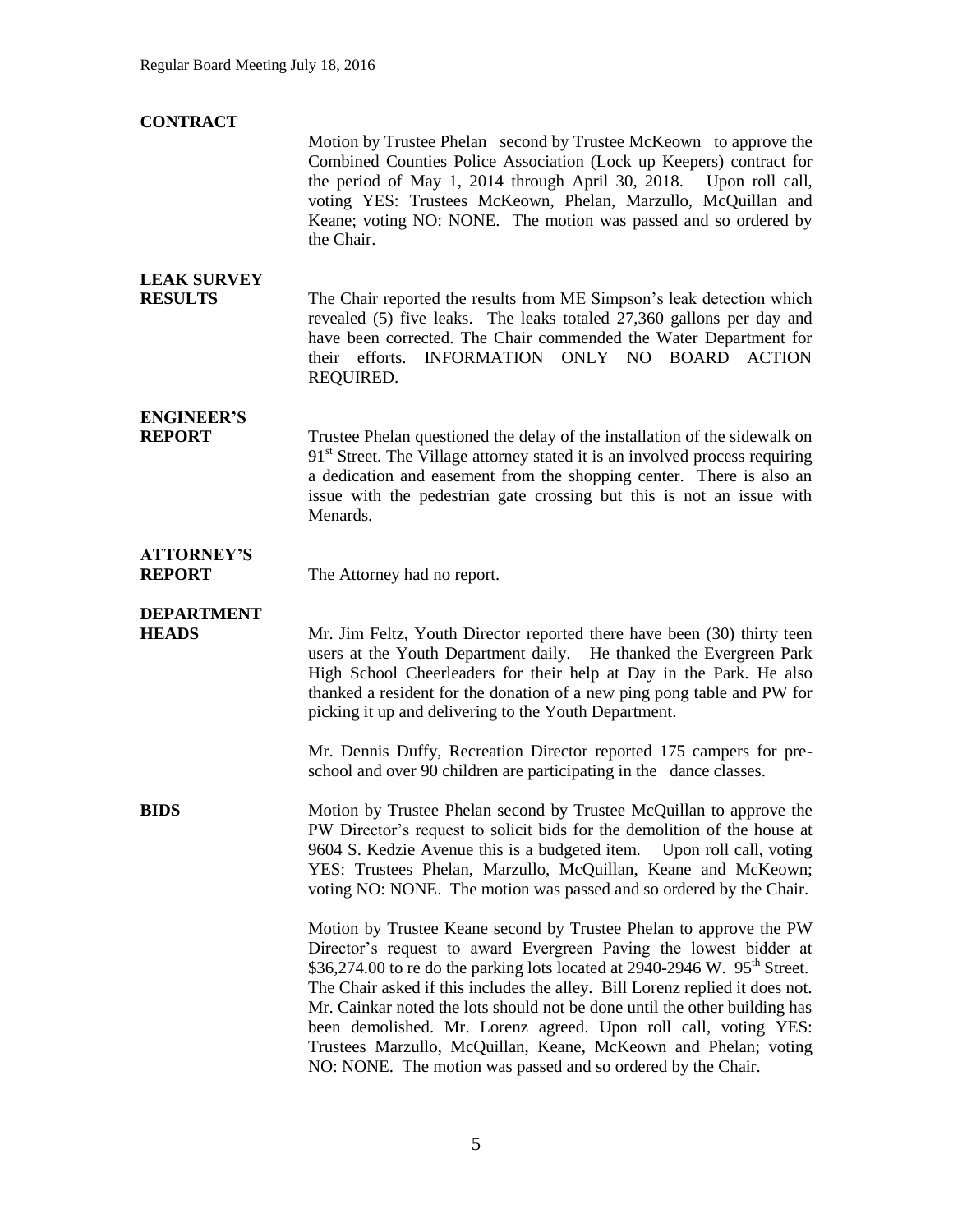**CONTRACT**

Motion by Trustee Phelan second by Trustee McKeown to approve the Combined Counties Police Association (Lock up Keepers) contract for the period of May 1, 2014 through April 30, 2018. Upon roll call, voting YES: Trustees McKeown, Phelan, Marzullo, McQuillan and Keane; voting NO: NONE. The motion was passed and so ordered by the Chair.

**LEAK SURVEY RESULTS**

The Chair reported the results from ME Simpson's leak detection which revealed (5) five leaks. The leaks totaled 27,360 gallons per day and have been corrected. The Chair commended the Water Department for their efforts. INFORMATION ONLY NO BOARD ACTION REQUIRED.

**ENGINEER'S REPORT**

Trustee Phelan questioned the delay of the installation of the sidewalk on 91st Street. The Village attorney stated it is an involved process requiring a dedication and easement from the shopping center. There is also an issue with the pedestrian gate crossing but this is not an issue with Menards.

**ATTORNEY'S REPORT**

The Attorney had no report.

**DEPARTMENT HEADS**

Mr. Jim Feltz, Youth Director reported there have been (30) thirty teen users at the Youth Department daily. He thanked the Evergreen Park High School Cheerleaders for their help at Day in the Park. He also thanked a resident for the donation of a new ping pong table and PW for picking it up and delivering to the Youth Department.

Mr. Dennis Duffy, Recreation Director reported 175 campers for pre-school and over 90 children are participating in the dance classes.

**BIDS**

Motion by Trustee Phelan second by Trustee McQuillan to approve the PW Director's request to solicit bids for the demolition of the house at 9604 S. Kedzie Avenue this is a budgeted item. Upon roll call, voting YES: Trustees Phelan, Marzullo, McQuillan, Keane and McKeown; voting NO: NONE. The motion was passed and so ordered by the Chair.

Motion by Trustee Keane second by Trustee Phelan to approve the PW Director's request to award Evergreen Paving the lowest bidder at $36,274.00 to re do the parking lots located at 2940-2946 W. 95th Street. The Chair asked if this includes the alley. Bill Lorenz replied it does not. Mr. Cainkar noted the lots should not be done until the other building has been demolished. Mr. Lorenz agreed. Upon roll call, voting YES: Trustees Marzullo, McQuillan, Keane, McKeown and Phelan; voting NO: NONE. The motion was passed and so ordered by the Chair.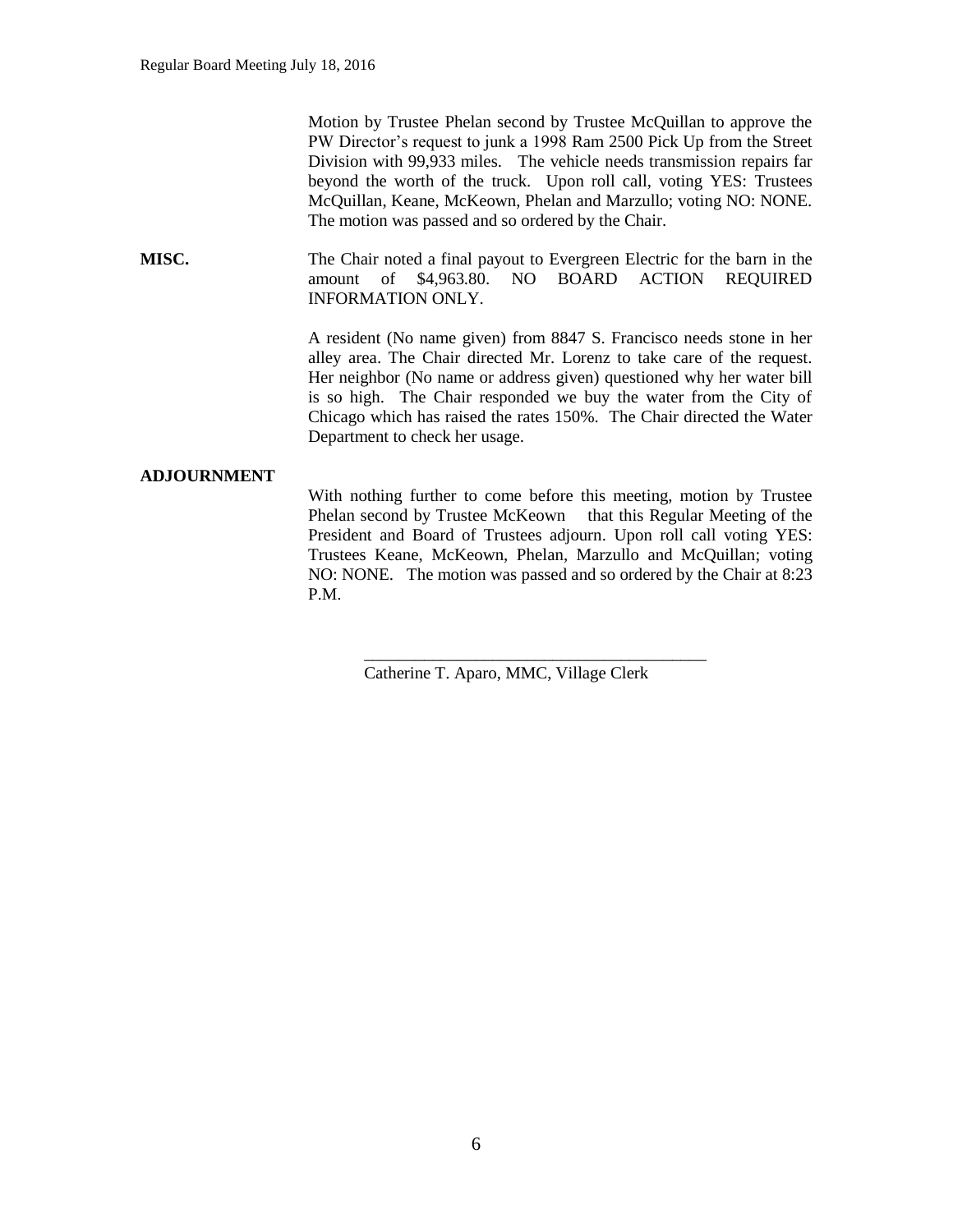Motion by Trustee Phelan second by Trustee McQuillan to approve the PW Director's request to junk a 1998 Ram 2500 Pick Up from the Street Division with 99,933 miles. The vehicle needs transmission repairs far beyond the worth of the truck. Upon roll call, voting YES: Trustees McQuillan, Keane, McKeown, Phelan and Marzullo; voting NO: NONE. The motion was passed and so ordered by the Chair.

**MISC.** The Chair noted a final payout to Evergreen Electric for the barn in the amount of $4,963.80. NO BOARD ACTION REQUIRED INFORMATION ONLY.

A resident (No name given) from 8847 S. Francisco needs stone in her alley area. The Chair directed Mr. Lorenz to take care of the request. Her neighbor (No name or address given) questioned why her water bill is so high. The Chair responded we buy the water from the City of Chicago which has raised the rates 150%. The Chair directed the Water Department to check her usage.

**ADJOURNMENT**

With nothing further to come before this meeting, motion by Trustee Phelan second by Trustee McKeown that this Regular Meeting of the President and Board of Trustees adjourn. Upon roll call voting YES: Trustees Keane, McKeown, Phelan, Marzullo and McQuillan; voting NO: NONE. The motion was passed and so ordered by the Chair at 8:23 P.M.

\_\_\_\_\_\_\_\_\_\_\_\_\_\_\_\_\_\_\_\_\_\_\_\_\_\_\_\_\_\_\_\_\_\_\_\_\_\_\_\_

Catherine T. Aparo, MMC, Village Clerk